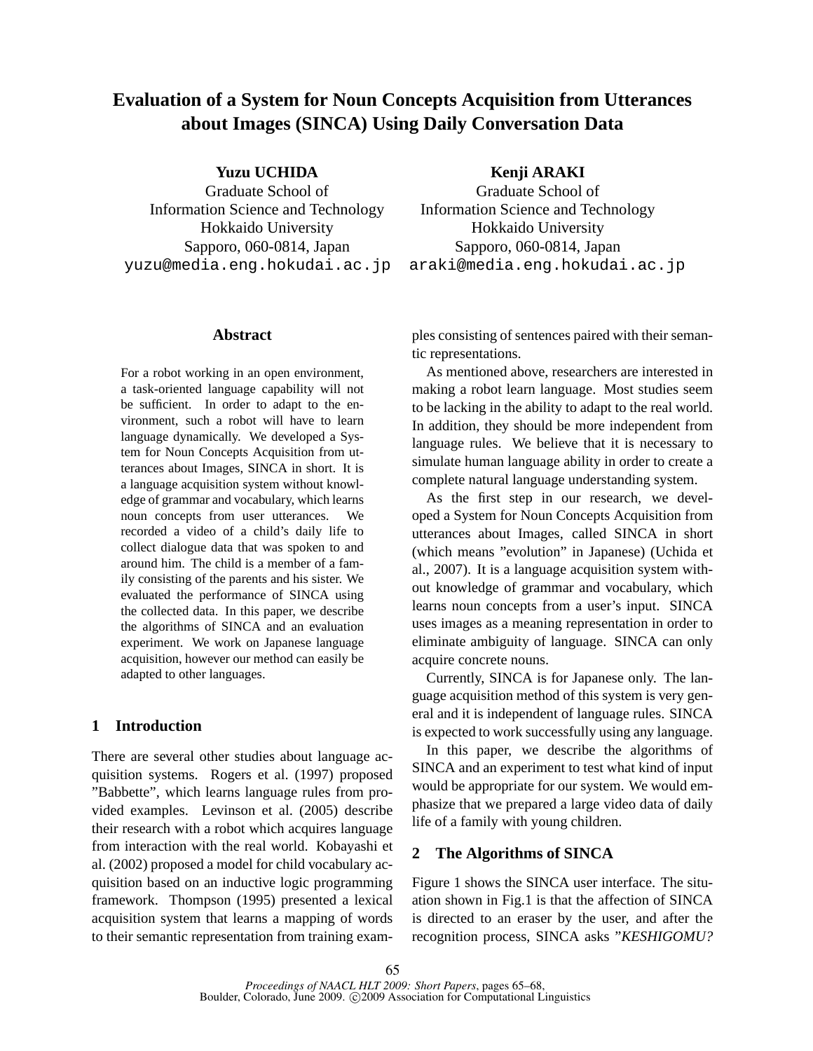# Evaluation of a System for Noun Concepts Acquisition from Utterances about Images (SINCA) Using Daily Conversation Data

**Yuzu UCHIDA**
Graduate School of
Information Science and Technology
Hokkaido University
Sapporo, 060-0814, Japan
yuzu@media.eng.hokudai.ac.jp

**Kenji ARAKI**
Graduate School of
Information Science and Technology
Hokkaido University
Sapporo, 060-0814, Japan
araki@media.eng.hokudai.ac.jp

## Abstract

For a robot working in an open environment, a task-oriented language capability will not be sufficient. In order to adapt to the environment, such a robot will have to learn language dynamically. We developed a System for Noun Concepts Acquisition from utterances about Images, SINCA in short. It is a language acquisition system without knowledge of grammar and vocabulary, which learns noun concepts from user utterances. We recorded a video of a child's daily life to collect dialogue data that was spoken to and around him. The child is a member of a family consisting of the parents and his sister. We evaluated the performance of SINCA using the collected data. In this paper, we describe the algorithms of SINCA and an evaluation experiment. We work on Japanese language acquisition, however our method can easily be adapted to other languages.

## 1 Introduction

There are several other studies about language acquisition systems. Rogers et al. (1997) proposed "Babbette", which learns language rules from provided examples. Levinson et al. (2005) describe their research with a robot which acquires language from interaction with the real world. Kobayashi et al. (2002) proposed a model for child vocabulary acquisition based on an inductive logic programming framework. Thompson (1995) presented a lexical acquisition system that learns a mapping of words to their semantic representation from training examples consisting of sentences paired with their semantic representations.

As mentioned above, researchers are interested in making a robot learn language. Most studies seem to be lacking in the ability to adapt to the real world. In addition, they should be more independent from language rules. We believe that it is necessary to simulate human language ability in order to create a complete natural language understanding system.

As the first step in our research, we developed a System for Noun Concepts Acquisition from utterances about Images, called SINCA in short (which means "evolution" in Japanese) (Uchida et al., 2007). It is a language acquisition system without knowledge of grammar and vocabulary, which learns noun concepts from a user's input. SINCA uses images as a meaning representation in order to eliminate ambiguity of language. SINCA can only acquire concrete nouns.

Currently, SINCA is for Japanese only. The language acquisition method of this system is very general and it is independent of language rules. SINCA is expected to work successfully using any language.

In this paper, we describe the algorithms of SINCA and an experiment to test what kind of input would be appropriate for our system. We would emphasize that we prepared a large video data of daily life of a family with young children.

## 2 The Algorithms of SINCA

Figure 1 shows the SINCA user interface. The situation shown in Fig.1 is that the affection of SINCA is directed to an eraser by the user, and after the recognition process, SINCA asks "*KESHIGOMU?*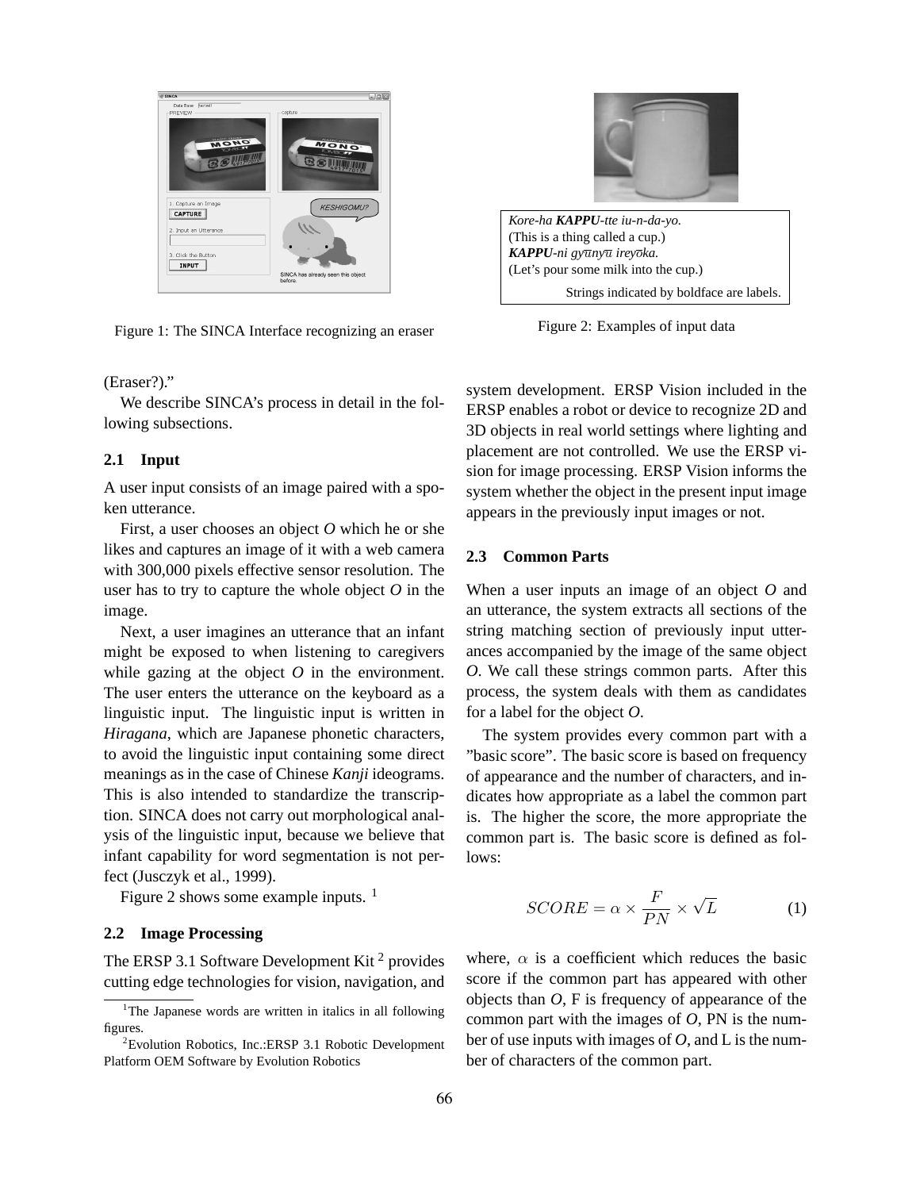Figure 1: The SINCA Interface recognizing an eraser

*Kore-ha **KAPPU**-tte iu-n-da-yo.*
(This is a thing called a cup.)
***KAPPU**-ni gyūnyū ireyōka.*
(Let's pour some milk into the cup.)

Strings indicated by boldface are labels.

Figure 2: Examples of input data

(Eraser?)."

We describe SINCA's process in detail in the following subsections.

### 2.1 Input

A user input consists of an image paired with a spoken utterance.

First, a user chooses an object *O* which he or she likes and captures an image of it with a web camera with 300,000 pixels effective sensor resolution. The user has to try to capture the whole object *O* in the image.

Next, a user imagines an utterance that an infant might be exposed to when listening to caregivers while gazing at the object *O* in the environment. The user enters the utterance on the keyboard as a linguistic input. The linguistic input is written in *Hiragana*, which are Japanese phonetic characters, to avoid the linguistic input containing some direct meanings as in the case of Chinese *Kanji* ideograms. This is also intended to standardize the transcription. SINCA does not carry out morphological analysis of the linguistic input, because we believe that infant capability for word segmentation is not perfect (Jusczyk et al., 1999).

Figure 2 shows some example inputs. [1]

### 2.2 Image Processing

The ERSP 3.1 Software Development Kit [2] provides cutting edge technologies for vision, navigation, and system development. ERSP Vision included in the ERSP enables a robot or device to recognize 2D and 3D objects in real world settings where lighting and placement are not controlled. We use the ERSP vision for image processing. ERSP Vision informs the system whether the object in the present input image appears in the previously input images or not.

### 2.3 Common Parts

When a user inputs an image of an object *O* and an utterance, the system extracts all sections of the string matching section of previously input utterances accompanied by the image of the same object *O*. We call these strings common parts. After this process, the system deals with them as candidates for a label for the object *O*.

The system provides every common part with a "basic score". The basic score is based on frequency of appearance and the number of characters, and indicates how appropriate as a label the common part is. The higher the score, the more appropriate the common part is. The basic score is defined as follows:

$$SCORE = \alpha \times \frac{F}{PN} \times \sqrt{L} \qquad (1)$$

where, $\alpha$ is a coefficient which reduces the basic score if the common part has appeared with other objects than *O*, F is frequency of appearance of the common part with the images of *O*, PN is the number of use inputs with images of *O*, and L is the number of characters of the common part.

[1] The Japanese words are written in italics in all following figures.

[2] Evolution Robotics, Inc.:ERSP 3.1 Robotic Development Platform OEM Software by Evolution Robotics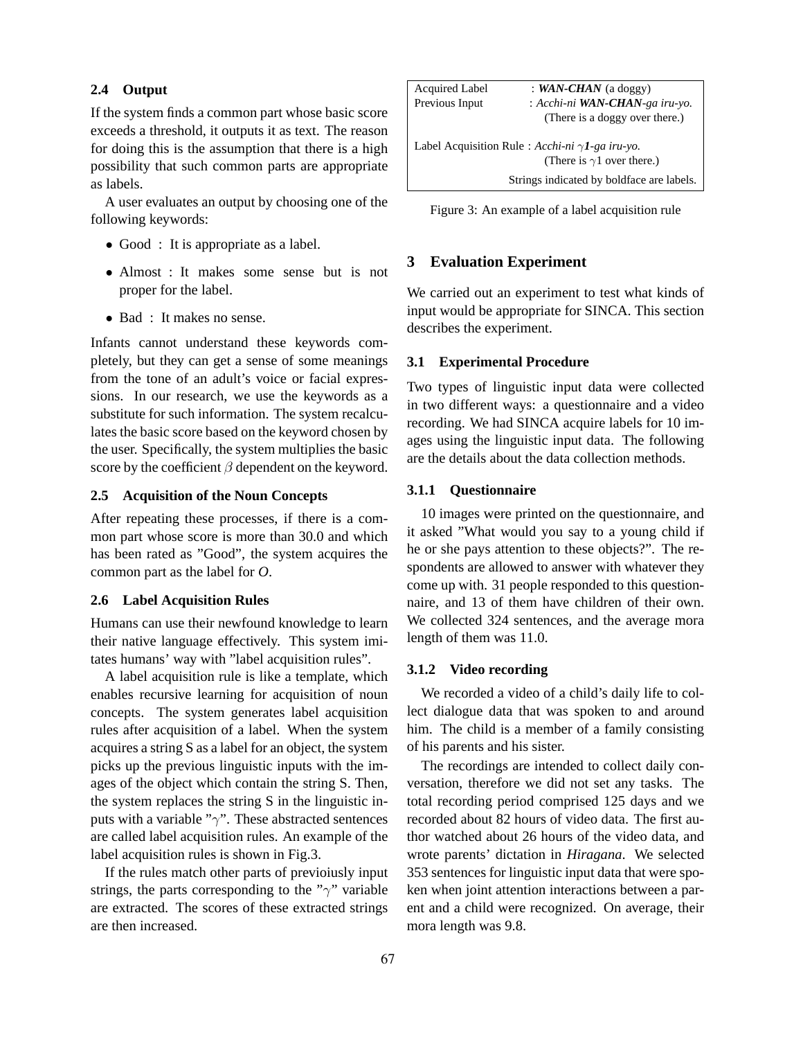### 2.4 Output

If the system finds a common part whose basic score exceeds a threshold, it outputs it as text. The reason for doing this is the assumption that there is a high possibility that such common parts are appropriate as labels.

A user evaluates an output by choosing one of the following keywords:

- Good : It is appropriate as a label.
- Almost : It makes some sense but is not proper for the label.
- Bad : It makes no sense.

Infants cannot understand these keywords completely, but they can get a sense of some meanings from the tone of an adult's voice or facial expressions. In our research, we use the keywords as a substitute for such information. The system recalculates the basic score based on the keyword chosen by the user. Specifically, the system multiplies the basic score by the coefficient $\beta$ dependent on the keyword.

### 2.5 Acquisition of the Noun Concepts

After repeating these processes, if there is a common part whose score is more than 30.0 and which has been rated as "Good", the system acquires the common part as the label for *O*.

### 2.6 Label Acquisition Rules

Humans can use their newfound knowledge to learn their native language effectively. This system imitates humans' way with "label acquisition rules".

A label acquisition rule is like a template, which enables recursive learning for acquisition of noun concepts. The system generates label acquisition rules after acquisition of a label. When the system acquires a string S as a label for an object, the system picks up the previous linguistic inputs with the images of the object which contain the string S. Then, the system replaces the string S in the linguistic inputs with a variable "$\gamma$". These abstracted sentences are called label acquisition rules. An example of the label acquisition rules is shown in Fig.3.

If the rules match other parts of previoiusly input strings, the parts corresponding to the "$\gamma$" variable are extracted. The scores of these extracted strings are then increased.

| | |
|---|---|
| Acquired Label | : ***WAN-CHAN*** (a doggy) |
| Previous Input | : *Acchi-ni* ***WAN-CHAN****-ga iru-yo.* |
| | (There is a doggy over there.) |
| Label Acquisition Rule | : *Acchi-ni* $\gamma$***1****-ga iru-yo.* |
| | (There is $\gamma$1 over there.) |
| | Strings indicated by boldface are labels. |

Figure 3: An example of a label acquisition rule

## 3 Evaluation Experiment

We carried out an experiment to test what kinds of input would be appropriate for SINCA. This section describes the experiment.

### 3.1 Experimental Procedure

Two types of linguistic input data were collected in two different ways: a questionnaire and a video recording. We had SINCA acquire labels for 10 images using the linguistic input data. The following are the details about the data collection methods.

#### 3.1.1 Questionnaire

10 images were printed on the questionnaire, and it asked "What would you say to a young child if he or she pays attention to these objects?". The respondents are allowed to answer with whatever they come up with. 31 people responded to this questionnaire, and 13 of them have children of their own. We collected 324 sentences, and the average mora length of them was 11.0.

#### 3.1.2 Video recording

We recorded a video of a child's daily life to collect dialogue data that was spoken to and around him. The child is a member of a family consisting of his parents and his sister.

The recordings are intended to collect daily conversation, therefore we did not set any tasks. The total recording period comprised 125 days and we recorded about 82 hours of video data. The first author watched about 26 hours of the video data, and wrote parents' dictation in *Hiragana*. We selected 353 sentences for linguistic input data that were spoken when joint attention interactions between a parent and a child were recognized. On average, their mora length was 9.8.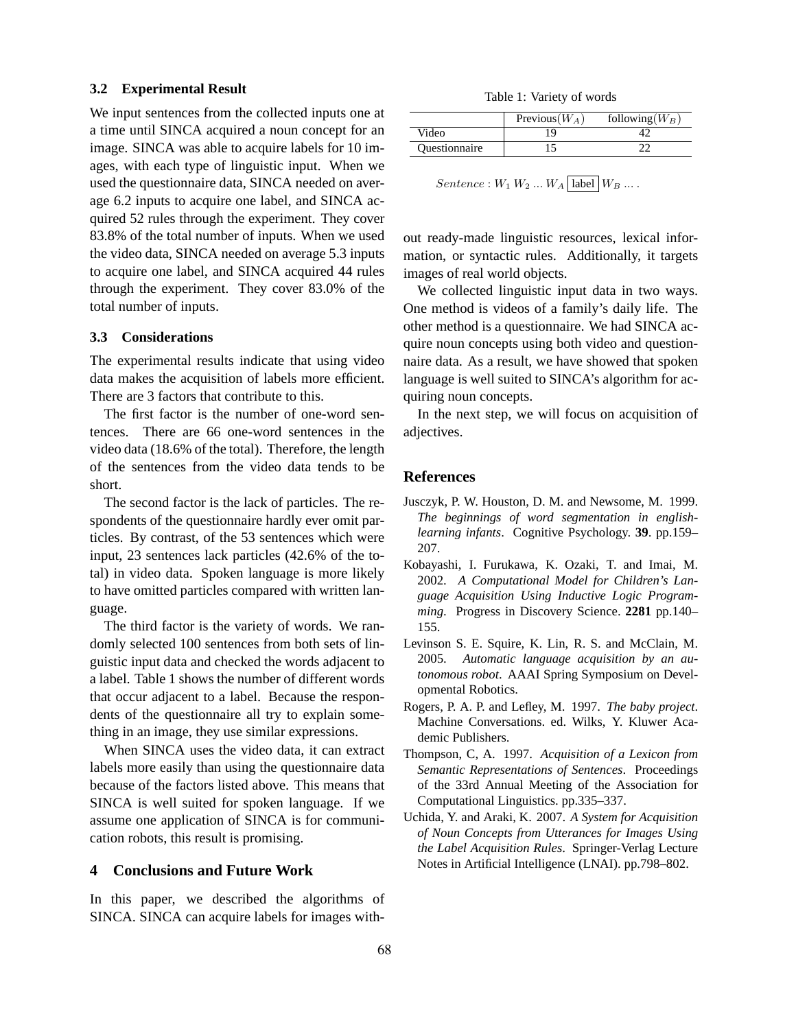### 3.2 Experimental Result

We input sentences from the collected inputs one at a time until SINCA acquired a noun concept for an image. SINCA was able to acquire labels for 10 images, with each type of linguistic input. When we used the questionnaire data, SINCA needed on average 6.2 inputs to acquire one label, and SINCA acquired 52 rules through the experiment. They cover 83.8% of the total number of inputs. When we used the video data, SINCA needed on average 5.3 inputs to acquire one label, and SINCA acquired 44 rules through the experiment. They cover 83.0% of the total number of inputs.

### 3.3 Considerations

The experimental results indicate that using video data makes the acquisition of labels more efficient. There are 3 factors that contribute to this.

The first factor is the number of one-word sentences. There are 66 one-word sentences in the video data (18.6% of the total). Therefore, the length of the sentences from the video data tends to be short.

The second factor is the lack of particles. The respondents of the questionnaire hardly ever omit particles. By contrast, of the 53 sentences which were input, 23 sentences lack particles (42.6% of the total) in video data. Spoken language is more likely to have omitted particles compared with written language.

The third factor is the variety of words. We randomly selected 100 sentences from both sets of linguistic input data and checked the words adjacent to a label. Table 1 shows the number of different words that occur adjacent to a label. Because the respondents of the questionnaire all try to explain something in an image, they use similar expressions.

Table 1: Variety of words

| | Previous($W_A$) | following($W_B$) |
|---|---|---|
| Video | 19 | 42 |
| Questionnaire | 15 | 22 |

$Sentence : W_1\ W_2\ ...\ W_A\ \boxed{\text{label}}\ W_B\ ...\ .$

When SINCA uses the video data, it can extract labels more easily than using the questionnaire data because of the factors listed above. This means that SINCA is well suited for spoken language. If we assume one application of SINCA is for communication robots, this result is promising.

## 4 Conclusions and Future Work

In this paper, we described the algorithms of SINCA. SINCA can acquire labels for images without ready-made linguistic resources, lexical information, or syntactic rules. Additionally, it targets images of real world objects.

We collected linguistic input data in two ways. One method is videos of a family's daily life. The other method is a questionnaire. We had SINCA acquire noun concepts using both video and questionnaire data. As a result, we have showed that spoken language is well suited to SINCA's algorithm for acquiring noun concepts.

In the next step, we will focus on acquisition of adjectives.

## References

Jusczyk, P. W. Houston, D. M. and Newsome, M. 1999. *The beginnings of word segmentation in english-learning infants*. Cognitive Psychology. **39**. pp.159–207.

Kobayashi, I. Furukawa, K. Ozaki, T. and Imai, M. 2002. *A Computational Model for Children's Language Acquisition Using Inductive Logic Programming*. Progress in Discovery Science. **2281** pp.140–155.

Levinson S. E. Squire, K. Lin, R. S. and McClain, M. 2005. *Automatic language acquisition by an autonomous robot*. AAAI Spring Symposium on Developmental Robotics.

Rogers, P. A. P. and Lefley, M. 1997. *The baby project*. Machine Conversations. ed. Wilks, Y. Kluwer Academic Publishers.

Thompson, C, A. 1997. *Acquisition of a Lexicon from Semantic Representations of Sentences*. Proceedings of the 33rd Annual Meeting of the Association for Computational Linguistics. pp.335–337.

Uchida, Y. and Araki, K. 2007. *A System for Acquisition of Noun Concepts from Utterances for Images Using the Label Acquisition Rules*. Springer-Verlag Lecture Notes in Artificial Intelligence (LNAI). pp.798–802.